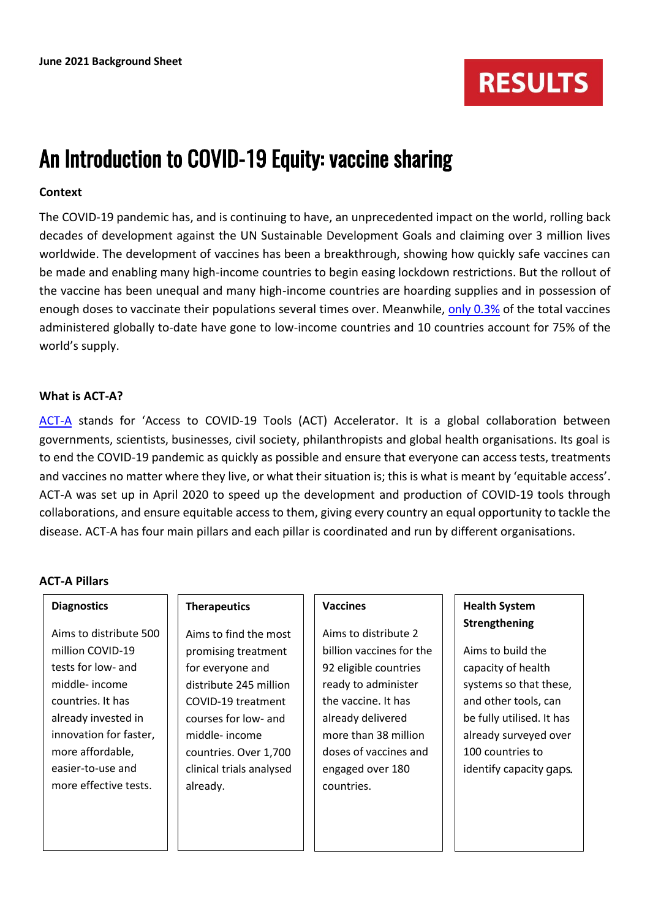**June 2021 Background Sheet**

RESULTS

# An Introduction to COVID-19 Equity: vaccine sharing

**Context**

The COVID-19 pandemic has, and is continuing to have, an unprecedented impact on the world, rolling back decades of development against the UN Sustainable Development Goals and claiming over 3 million lives worldwide. The development of vaccines has been a breakthrough, showing how quickly safe vaccines can be made and enabling many high-income countries to begin easing lockdown restrictions. But the rollout of the vaccine has been unequal and many high-income countries are hoarding supplies and in possession of enough doses to vaccinate their populations several times over. Meanwhile, only 0.3% of the total vaccines administered globally to-date have gone to low-income countries and 10 countries account for 75% of the world's supply.

**What is ACT-A?**

ACT-A stands for 'Access to COVID-19 Tools (ACT) Accelerator. It is a global collaboration between governments, scientists, businesses, civil society, philanthropists and global health organisations. Its goal is to end the COVID-19 pandemic as quickly as possible and ensure that everyone can access tests, treatments and vaccines no matter where they live, or what their situation is; this is what is meant by 'equitable access'. ACT-A was set up in April 2020 to speed up the development and production of COVID-19 tools through collaborations, and ensure equitable access to them, giving every country an equal opportunity to tackle the disease. ACT-A has four main pillars and each pillar is coordinated and run by different organisations.

**ACT-A Pillars**

| Diagnostics | Therapeutics | Vaccines | Health System Strengthening |
|---|---|---|---|
| Aims to distribute 500 million COVID-19 tests for low- and middle- income countries. It has already invested in innovation for faster, more affordable, easier-to-use and more effective tests. | Aims to find the most promising treatment for everyone and distribute 245 million COVID-19 treatment courses for low- and middle- income countries. Over 1,700 clinical trials analysed already. | Aims to distribute 2 billion vaccines for the 92 eligible countries ready to administer the vaccine. It has already delivered more than 38 million doses of vaccines and engaged over 180 countries. | Aims to build the capacity of health systems so that these, and other tools, can be fully utilised. It has already surveyed over 100 countries to identify capacity gaps. |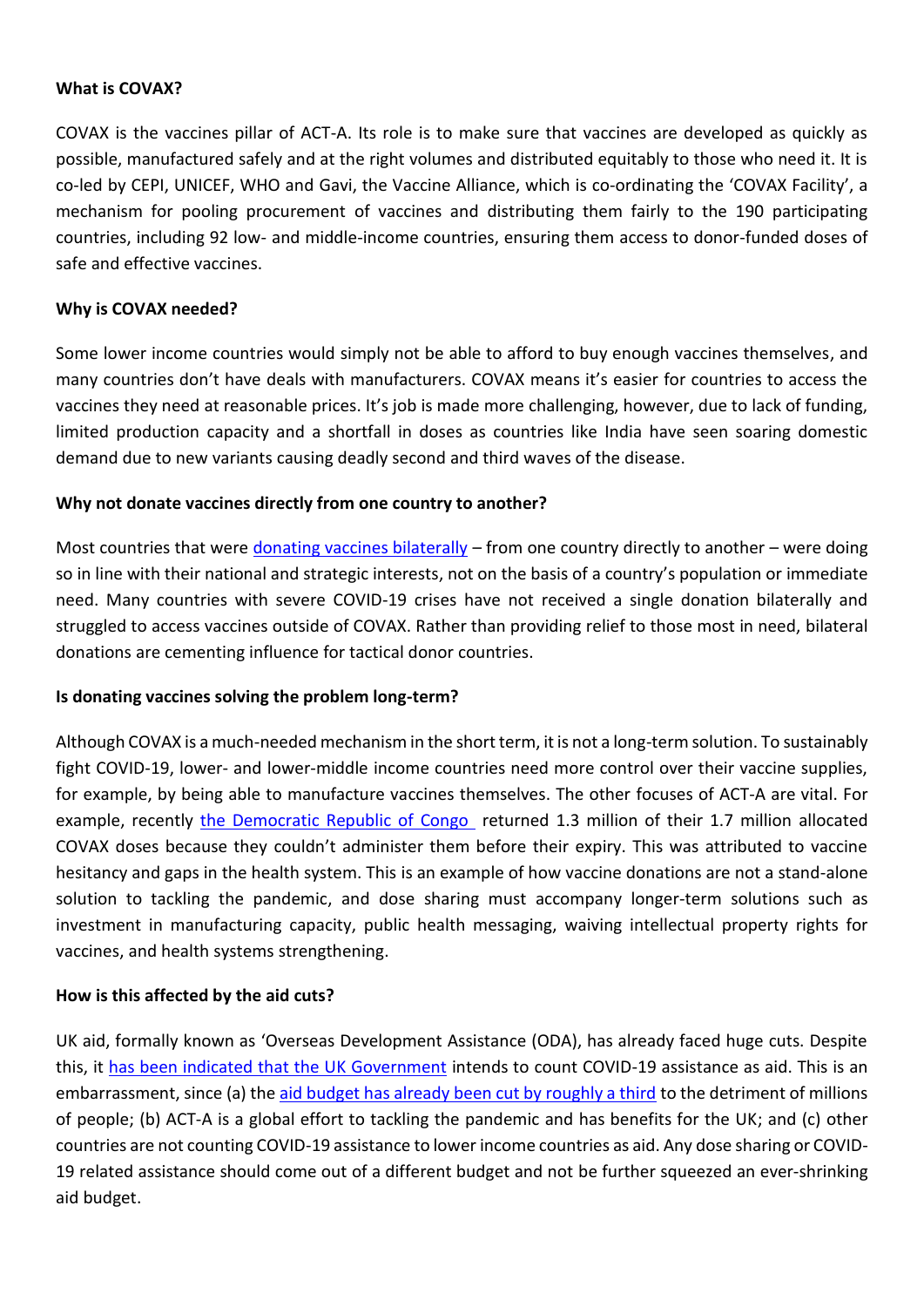**What is COVAX?**

COVAX is the vaccines pillar of ACT-A. Its role is to make sure that vaccines are developed as quickly as possible, manufactured safely and at the right volumes and distributed equitably to those who need it. It is co-led by CEPI, UNICEF, WHO and Gavi, the Vaccine Alliance, which is co-ordinating the 'COVAX Facility', a mechanism for pooling procurement of vaccines and distributing them fairly to the 190 participating countries, including 92 low- and middle-income countries, ensuring them access to donor-funded doses of safe and effective vaccines.

**Why is COVAX needed?**

Some lower income countries would simply not be able to afford to buy enough vaccines themselves, and many countries don't have deals with manufacturers. COVAX means it's easier for countries to access the vaccines they need at reasonable prices. It's job is made more challenging, however, due to lack of funding, limited production capacity and a shortfall in doses as countries like India have seen soaring domestic demand due to new variants causing deadly second and third waves of the disease.

**Why not donate vaccines directly from one country to another?**

Most countries that were donating vaccines bilaterally – from one country directly to another – were doing so in line with their national and strategic interests, not on the basis of a country's population or immediate need. Many countries with severe COVID-19 crises have not received a single donation bilaterally and struggled to access vaccines outside of COVAX. Rather than providing relief to those most in need, bilateral donations are cementing influence for tactical donor countries.

**Is donating vaccines solving the problem long-term?**

Although COVAX is a much-needed mechanism in the short term, it is not a long-term solution. To sustainably fight COVID-19, lower- and lower-middle income countries need more control over their vaccine supplies, for example, by being able to manufacture vaccines themselves. The other focuses of ACT-A are vital. For example, recently the Democratic Republic of Congo returned 1.3 million of their 1.7 million allocated COVAX doses because they couldn't administer them before their expiry. This was attributed to vaccine hesitancy and gaps in the health system. This is an example of how vaccine donations are not a stand-alone solution to tackling the pandemic, and dose sharing must accompany longer-term solutions such as investment in manufacturing capacity, public health messaging, waiving intellectual property rights for vaccines, and health systems strengthening.

**How is this affected by the aid cuts?**

UK aid, formally known as 'Overseas Development Assistance (ODA), has already faced huge cuts. Despite this, it has been indicated that the UK Government intends to count COVID-19 assistance as aid. This is an embarrassment, since (a) the aid budget has already been cut by roughly a third to the detriment of millions of people; (b) ACT-A is a global effort to tackling the pandemic and has benefits for the UK; and (c) other countries are not counting COVID-19 assistance to lower income countries as aid. Any dose sharing or COVID-19 related assistance should come out of a different budget and not be further squeezed an ever-shrinking aid budget.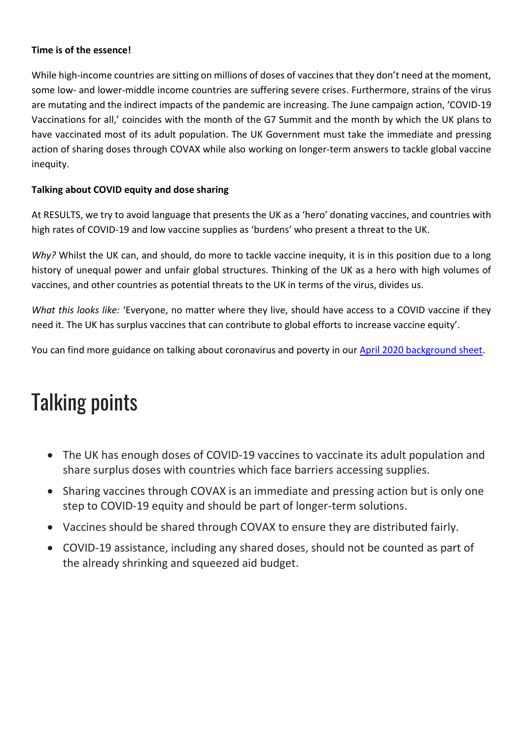**Time is of the essence!**

While high-income countries are sitting on millions of doses of vaccines that they don't need at the moment, some low- and lower-middle income countries are suffering severe crises. Furthermore, strains of the virus are mutating and the indirect impacts of the pandemic are increasing. The June campaign action, 'COVID-19 Vaccinations for all,' coincides with the month of the G7 Summit and the month by which the UK plans to have vaccinated most of its adult population. The UK Government must take the immediate and pressing action of sharing doses through COVAX while also working on longer-term answers to tackle global vaccine inequity.

**Talking about COVID equity and dose sharing**

At RESULTS, we try to avoid language that presents the UK as a 'hero' donating vaccines, and countries with high rates of COVID-19 and low vaccine supplies as 'burdens' who present a threat to the UK.

*Why?* Whilst the UK can, and should, do more to tackle vaccine inequity, it is in this position due to a long history of unequal power and unfair global structures. Thinking of the UK as a hero with high volumes of vaccines, and other countries as potential threats to the UK in terms of the virus, divides us.

*What this looks like:* 'Everyone, no matter where they live, should have access to a COVID vaccine if they need it. The UK has surplus vaccines that can contribute to global efforts to increase vaccine equity'.

You can find more guidance on talking about coronavirus and poverty in our [April 2020 background sheet](#).

# Talking points

- The UK has enough doses of COVID-19 vaccines to vaccinate its adult population and share surplus doses with countries which face barriers accessing supplies.
- Sharing vaccines through COVAX is an immediate and pressing action but is only one step to COVID-19 equity and should be part of longer-term solutions.
- Vaccines should be shared through COVAX to ensure they are distributed fairly.
- COVID-19 assistance, including any shared doses, should not be counted as part of the already shrinking and squeezed aid budget.